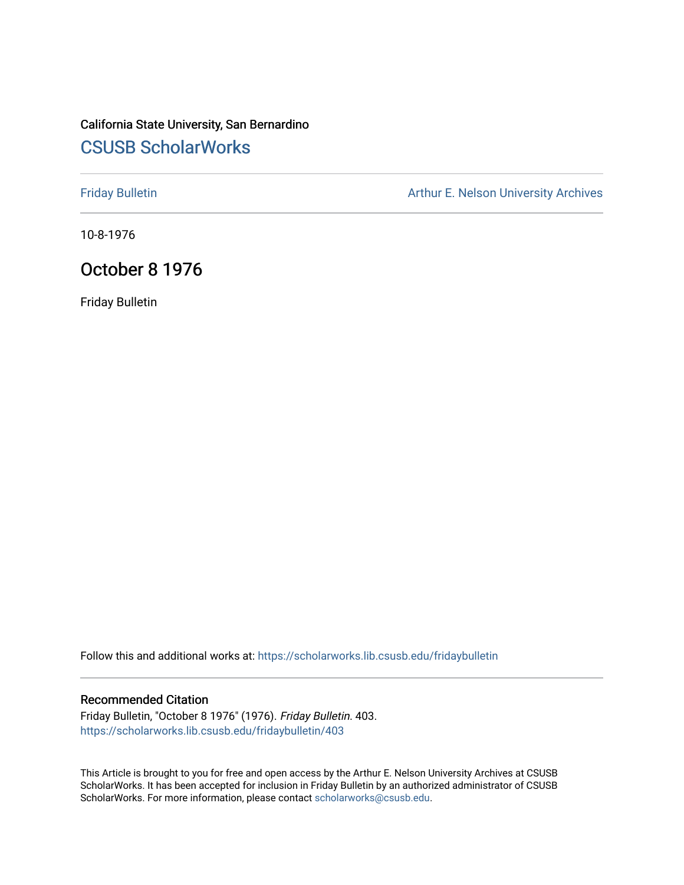California State University, San Bernardino

## CSUSB ScholarWorks

Friday Bulletin

Arthur E. Nelson University Archives

10-8-1976

# October 8 1976

Friday Bulletin

Follow this and additional works at: https://scholarworks.lib.csusb.edu/fridaybulletin

### Recommended Citation

Friday Bulletin, "October 8 1976" (1976). *Friday Bulletin*. 403.
https://scholarworks.lib.csusb.edu/fridaybulletin/403

This Article is brought to you for free and open access by the Arthur E. Nelson University Archives at CSUSB ScholarWorks. It has been accepted for inclusion in Friday Bulletin by an authorized administrator of CSUSB ScholarWorks. For more information, please contact scholarworks@csusb.edu.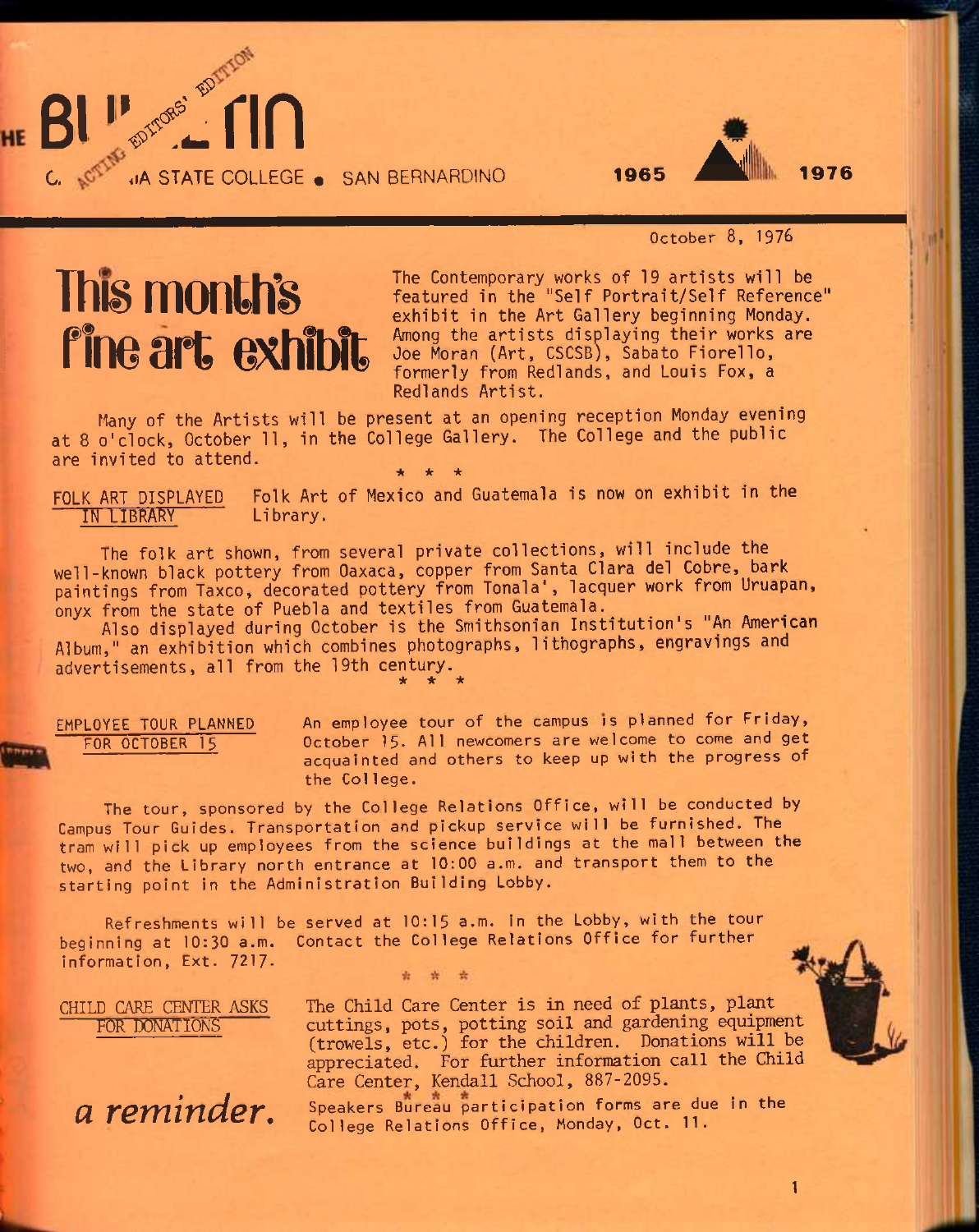# THE BULLETIN

ACTING EDITORS' EDITION

CALIFORNIA STATE COLLEGE • SAN BERNARDINO

1965 1976

October 8, 1976

## This month's fine art exhibit

The Contemporary works of 19 artists will be featured in the "Self Portrait/Self Reference" exhibit in the Art Gallery beginning Monday. Among the artists displaying their works are Joe Moran (Art, CSCSB), Sabato Fiorello, formerly from Redlands, and Louis Fox, a Redlands Artist.

Many of the Artists will be present at an opening reception Monday evening at 8 o'clock, October 11, in the College Gallery. The College and the public are invited to attend.

\* \* \*

**FOLK ART DISPLAYED IN LIBRARY**

Folk Art of Mexico and Guatemala is now on exhibit in the Library.

The folk art shown, from several private collections, will include the well-known black pottery from Oaxaca, copper from Santa Clara del Cobre, bark paintings from Taxco, decorated pottery from Tonala', lacquer work from Uruapan, onyx from the state of Puebla and textiles from Guatemala.

Also displayed during October is the Smithsonian Institution's "An American Album," an exhibition which combines photographs, lithographs, engravings and advertisements, all from the 19th century.

\* \* \*

**EMPLOYEE TOUR PLANNED FOR OCTOBER 15**

An employee tour of the campus is planned for Friday, October 15. All newcomers are welcome to come and get acquainted and others to keep up with the progress of the College.

The tour, sponsored by the College Relations Office, will be conducted by Campus Tour Guides. Transportation and pickup service will be furnished. The tram will pick up employees from the science buildings at the mall between the two, and the Library north entrance at 10:00 a.m. and transport them to the starting point in the Administration Building Lobby.

Refreshments will be served at 10:15 a.m. in the Lobby, with the tour beginning at 10:30 a.m. Contact the College Relations Office for further information, Ext. 7217.

\* \* \*

**CHILD CARE CENTER ASKS FOR DONATIONS**

The Child Care Center is in need of plants, plant cuttings, pots, potting soil and gardening equipment (trowels, etc.) for the children. Donations will be appreciated. For further information call the Child Care Center, Kendall School, 887-2095.

\* \* \*

*a reminder.*

Speakers Bureau participation forms are due in the College Relations Office, Monday, Oct. 11.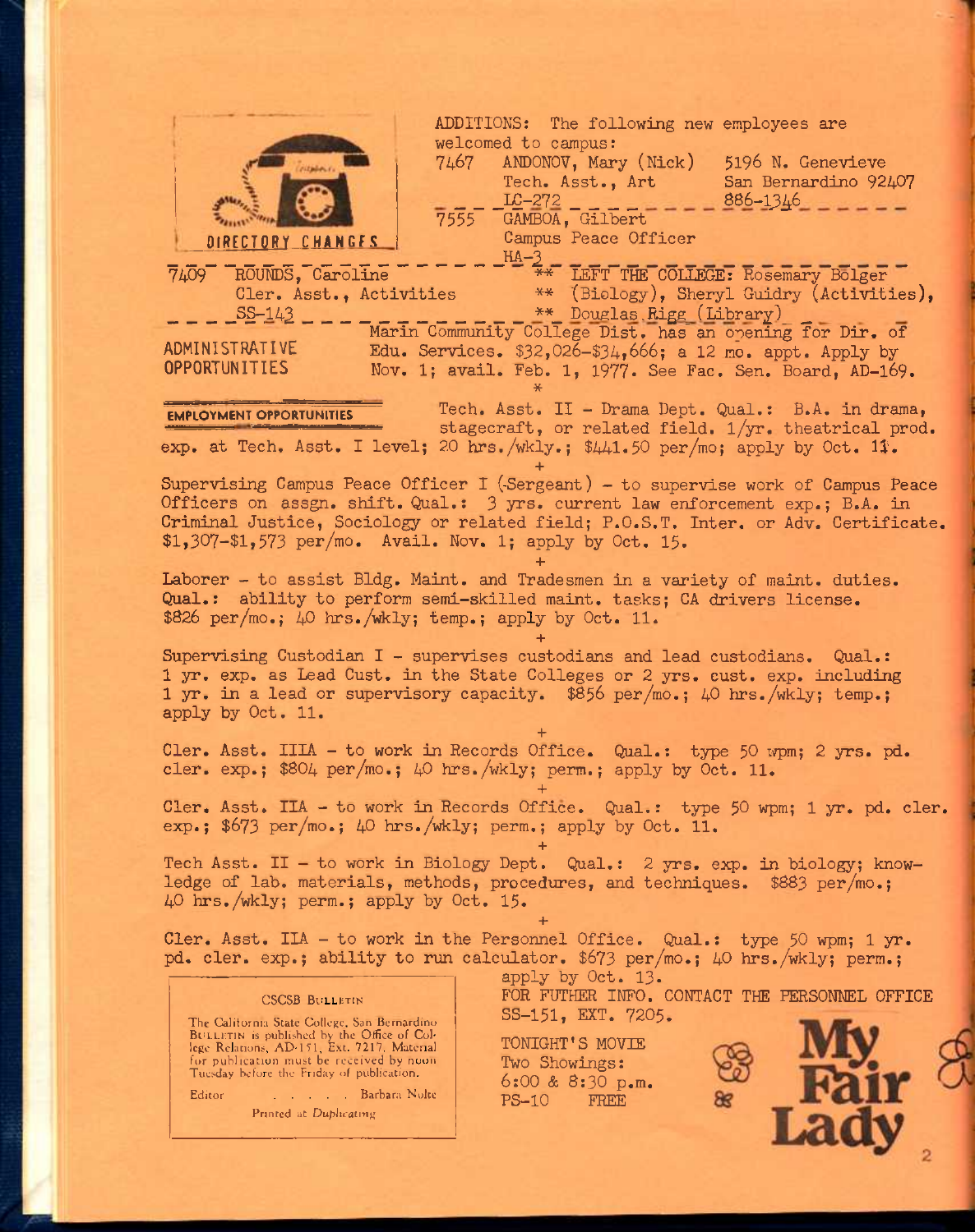## DIRECTORY CHANGES

ADDITIONS: The following new employees are welcomed to campus:

7467 ANDONOV, Mary (Nick) 5196 N. Genevieve
Tech. Asst., Art San Bernardino 92407
LC-272 886-1346

7555 GAMBOA, Gilbert
Campus Peace Officer
HA-3

7409 ROUNDS, Caroline
Cler. Asst., Activities
SS-143

** LEFT THE COLLEGE: Rosemary Bolger
** (Biology), Sheryl Guidry (Activities),
** Douglas Rigg (Library)

## ADMINISTRATIVE OPPORTUNITIES

Marin Community College Dist. has an opening for Dir. of Edu. Services. $32,026-$34,666; a 12 mo. appt. Apply by Nov. 1; avail. Feb. 1, 1977. See Fac. Sen. Board, AD-169.

*

## EMPLOYMENT OPPORTUNITIES

Tech. Asst. II - Drama Dept. Qual.: B.A. in drama, stagecraft, or related field. 1/yr. theatrical prod. exp. at Tech. Asst. I level; 20 hrs./wkly.; $441.50 per/mo; apply by Oct. 11.

+

Supervising Campus Peace Officer I (Sergeant) - to supervise work of Campus Peace Officers on assgn. shift. Qual.: 3 yrs. current law enforcement exp.; B.A. in Criminal Justice, Sociology or related field; P.O.S.T. Inter. or Adv. Certificate. $1,307-$1,573 per/mo. Avail. Nov. 1; apply by Oct. 15.

+

Laborer - to assist Bldg. Maint. and Tradesmen in a variety of maint. duties. Qual.: ability to perform semi-skilled maint. tasks; CA drivers license. $826 per/mo.; 40 hrs./wkly; temp.; apply by Oct. 11.

+

Supervising Custodian I - supervises custodians and lead custodians. Qual.: 1 yr. exp. as Lead Cust. in the State Colleges or 2 yrs. cust. exp. including 1 yr. in a lead or supervisory capacity. $856 per/mo.; 40 hrs./wkly; temp.; apply by Oct. 11.

+

Cler. Asst. IIIA - to work in Records Office. Qual.: type 50 wpm; 2 yrs. pd. cler. exp.; $804 per/mo.; 40 hrs./wkly; perm.; apply by Oct. 11.

+

Cler. Asst. IIA - to work in Records Office. Qual.: type 50 wpm; 1 yr. pd. cler. exp.; $673 per/mo.; 40 hrs./wkly; perm.; apply by Oct. 11.

+

Tech Asst. II - to work in Biology Dept. Qual.: 2 yrs. exp. in biology; knowledge of lab. materials, methods, procedures, and techniques. $883 per/mo.; 40 hrs./wkly; perm.; apply by Oct. 15.

+

Cler. Asst. IIA - to work in the Personnel Office. Qual.: type 50 wpm; 1 yr. pd. cler. exp.; ability to run calculator. $673 per/mo.; 40 hrs./wkly; perm.; apply by Oct. 13.

FOR FUTHER INFO. CONTACT THE PERSONNEL OFFICE SS-151, EXT. 7205.

TONIGHT'S MOVIE
Two Showings:
6:00 & 8:30 p.m.
PS-10 FREE

**My Fair Lady**

---

CSCSB BULLETIN

The California State College, San Bernardino BULLETIN is published by the Office of College Relations, AD-151, Ext. 7217. Material for publication must be received by noon Tuesday before the Friday of publication.

Editor . . . . . Barbara Nolte

Printed at Duplicating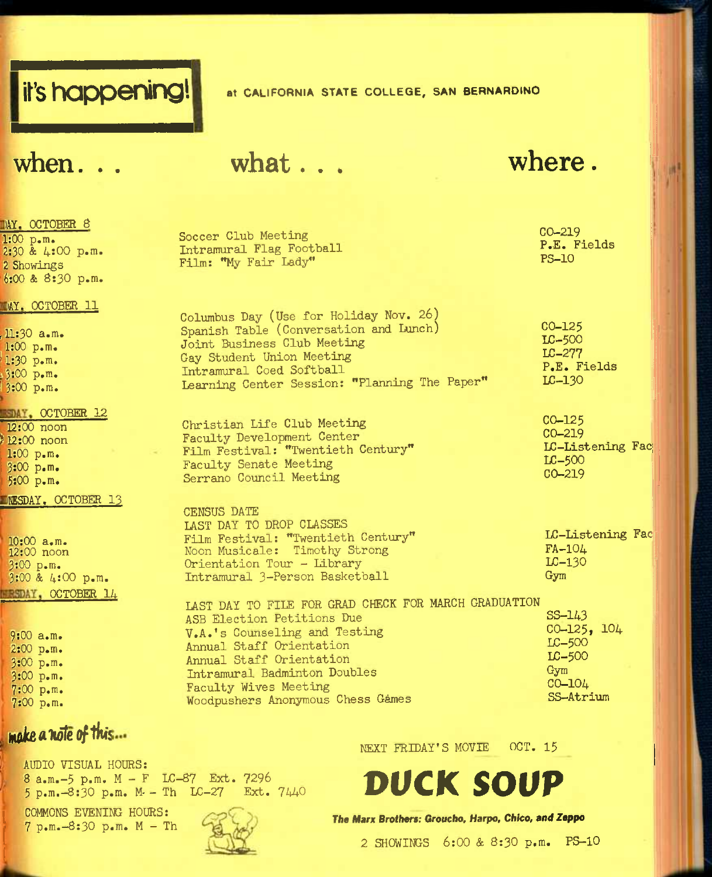# it's happening!

at CALIFORNIA STATE COLLEGE, SAN BERNARDINO

| when... | what... | where. |
| --- | --- | --- |
| **DAY, OCTOBER 8** | | |
| 1:00 p.m. | Soccer Club Meeting | CO-219 |
| 2:30 & 4:00 p.m. | Intramural Flag Football | P.E. Fields |
| 2 Showings 6:00 & 8:30 p.m. | Film: "My Fair Lady" | PS-10 |
| **DAY, OCTOBER 11** | | |
| | Columbus Day (Use for Holiday Nov. 26) | |
| 11:30 a.m. | Spanish Table (Conversation and Lunch) | CO-125 |
| 1:00 p.m. | Joint Business Club Meeting | LC-500 |
| 1:30 p.m. | Gay Student Union Meeting | LC-277 |
| 3:00 p.m. | Intramural Coed Softball | P.E. Fields |
| 3:00 p.m. | Learning Center Session: "Planning The Paper" | LC-130 |
| **SDAY, OCTOBER 12** | | |
| 12:00 noon | Christian Life Club Meeting | CO-125 |
| 12:00 noon | Faculty Development Center | CO-219 |
| 1:00 p.m. | Film Festival: "Twentieth Century" | LC-Listening Fac |
| 3:00 p.m. | Faculty Senate Meeting | LC-500 |
| 5:00 p.m. | Serrano Council Meeting | CO-219 |
| **NESDAY, OCTOBER 13** | | |
| | CENSUS DATE | |
| | LAST DAY TO DROP CLASSES | |
| 10:00 a.m. | Film Festival: "Twentieth Century" | LC-Listening Fac |
| 12:00 noon | Noon Musicale: Timothy Strong | FA-104 |
| 3:00 p.m. | Orientation Tour - Library | LC-130 |
| 3:00 & 4:00 p.m. | Intramural 3-Person Basketball | Gym |
| **RSDAY, OCTOBER 14** | | |
| | LAST DAY TO FILE FOR GRAD CHECK FOR MARCH GRADUATION | |
| | ASB Election Petitions Due | SS-143 |
| 9:00 a.m. | V.A.'s Counseling and Testing | CO-125, 104 |
| 2:00 p.m. | Annual Staff Orientation | LC-500 |
| 3:00 p.m. | Annual Staff Orientation | LC-500 |
| 3:00 p.m. | Intramural Badminton Doubles | Gym |
| 7:00 p.m. | Faculty Wives Meeting | CO-104 |
| 7:00 p.m. | Woodpushers Anonymous Chess Games | SS-Atrium |

## make a note of this...

AUDIO VISUAL HOURS:
8 a.m.-5 p.m. M - F LC-87 Ext. 7296
5 p.m.-8:30 p.m. M - Th LC-27 Ext. 7440

COMMONS EVENING HOURS:
7 p.m.-8:30 p.m. M - Th

NEXT FRIDAY'S MOVIE OCT. 15

# DUCK SOUP

***The Marx Brothers: Groucho, Harpo, Chico, and Zeppo***

2 SHOWINGS 6:00 & 8:30 p.m. PS-10